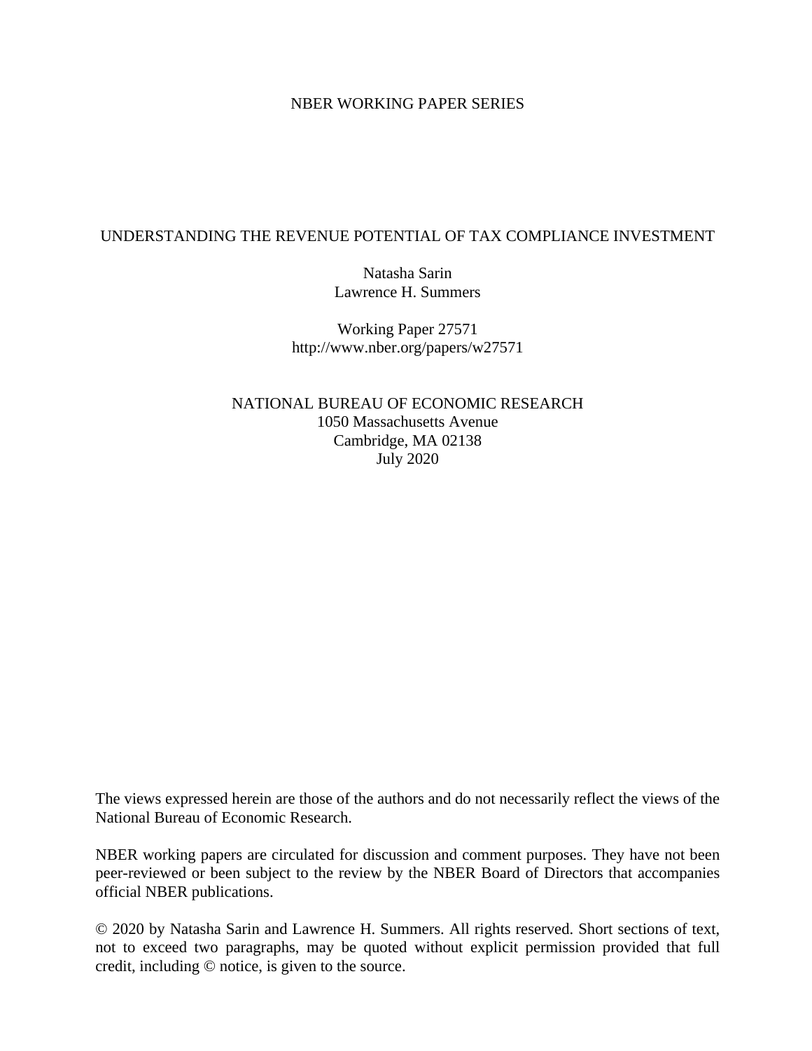NBER WORKING PAPER SERIES

# UNDERSTANDING THE REVENUE POTENTIAL OF TAX COMPLIANCE INVESTMENT

Natasha Sarin
Lawrence H. Summers

Working Paper 27571
http://www.nber.org/papers/w27571

NATIONAL BUREAU OF ECONOMIC RESEARCH
1050 Massachusetts Avenue
Cambridge, MA 02138
July 2020

The views expressed herein are those of the authors and do not necessarily reflect the views of the National Bureau of Economic Research.

NBER working papers are circulated for discussion and comment purposes. They have not been peer-reviewed or been subject to the review by the NBER Board of Directors that accompanies official NBER publications.

© 2020 by Natasha Sarin and Lawrence H. Summers. All rights reserved. Short sections of text, not to exceed two paragraphs, may be quoted without explicit permission provided that full credit, including © notice, is given to the source.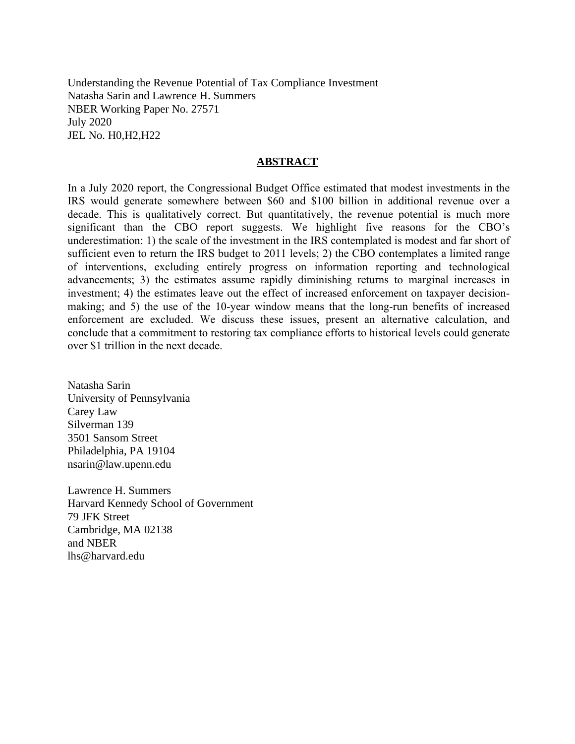Understanding the Revenue Potential of Tax Compliance Investment
Natasha Sarin and Lawrence H. Summers
NBER Working Paper No. 27571
July 2020
JEL No. H0,H2,H22

## ABSTRACT

In a July 2020 report, the Congressional Budget Office estimated that modest investments in the IRS would generate somewhere between $60 and $100 billion in additional revenue over a decade. This is qualitatively correct. But quantitatively, the revenue potential is much more significant than the CBO report suggests. We highlight five reasons for the CBO's underestimation: 1) the scale of the investment in the IRS contemplated is modest and far short of sufficient even to return the IRS budget to 2011 levels; 2) the CBO contemplates a limited range of interventions, excluding entirely progress on information reporting and technological advancements; 3) the estimates assume rapidly diminishing returns to marginal increases in investment; 4) the estimates leave out the effect of increased enforcement on taxpayer decision-making; and 5) the use of the 10-year window means that the long-run benefits of increased enforcement are excluded. We discuss these issues, present an alternative calculation, and conclude that a commitment to restoring tax compliance efforts to historical levels could generate over $1 trillion in the next decade.

Natasha Sarin
University of Pennsylvania
Carey Law
Silverman 139
3501 Sansom Street
Philadelphia, PA 19104
nsarin@law.upenn.edu

Lawrence H. Summers
Harvard Kennedy School of Government
79 JFK Street
Cambridge, MA 02138
and NBER
lhs@harvard.edu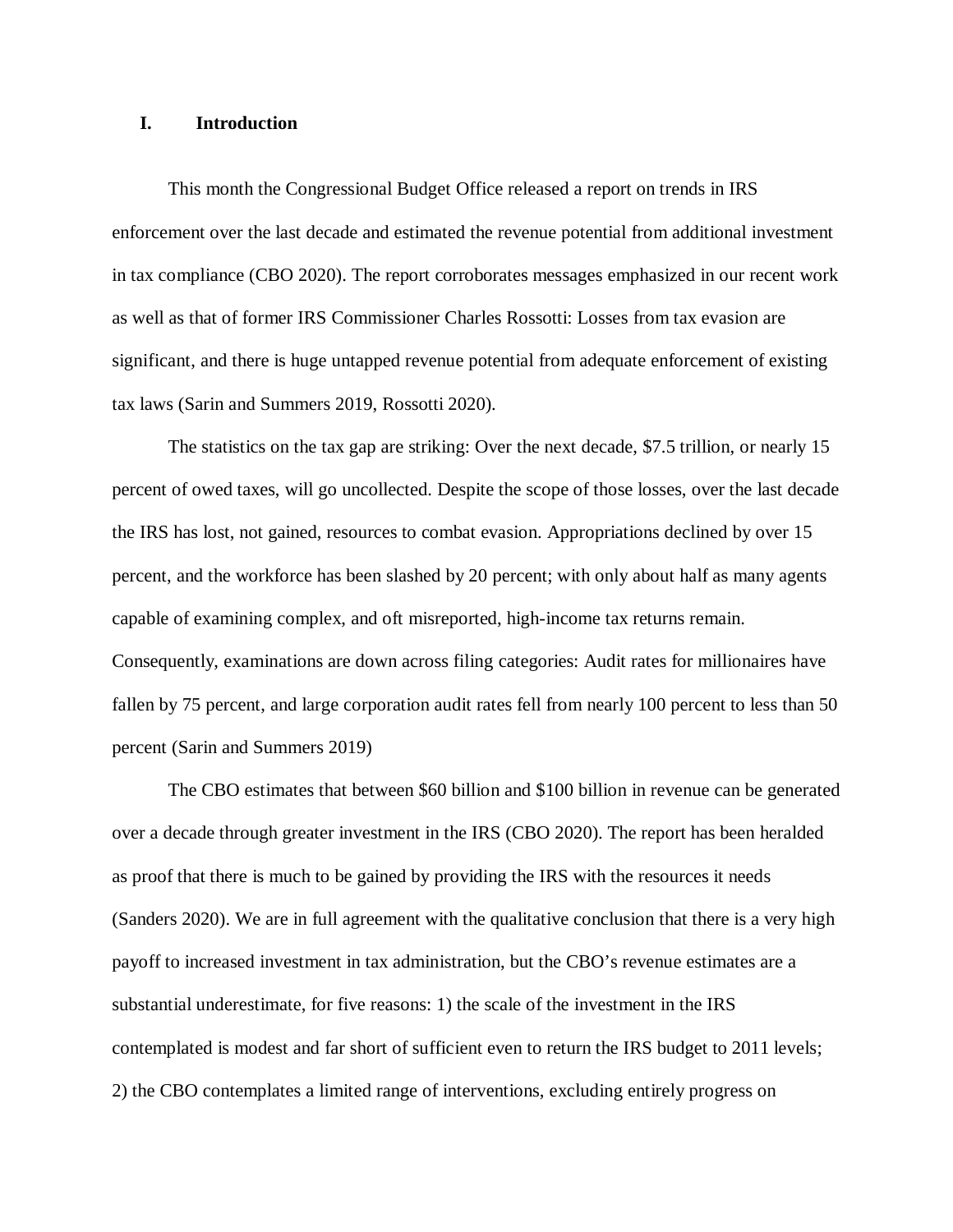## I. Introduction

This month the Congressional Budget Office released a report on trends in IRS enforcement over the last decade and estimated the revenue potential from additional investment in tax compliance (CBO 2020). The report corroborates messages emphasized in our recent work as well as that of former IRS Commissioner Charles Rossotti: Losses from tax evasion are significant, and there is huge untapped revenue potential from adequate enforcement of existing tax laws (Sarin and Summers 2019, Rossotti 2020).

The statistics on the tax gap are striking: Over the next decade, $7.5 trillion, or nearly 15 percent of owed taxes, will go uncollected. Despite the scope of those losses, over the last decade the IRS has lost, not gained, resources to combat evasion. Appropriations declined by over 15 percent, and the workforce has been slashed by 20 percent; with only about half as many agents capable of examining complex, and oft misreported, high-income tax returns remain. Consequently, examinations are down across filing categories: Audit rates for millionaires have fallen by 75 percent, and large corporation audit rates fell from nearly 100 percent to less than 50 percent (Sarin and Summers 2019)

The CBO estimates that between $60 billion and $100 billion in revenue can be generated over a decade through greater investment in the IRS (CBO 2020). The report has been heralded as proof that there is much to be gained by providing the IRS with the resources it needs (Sanders 2020). We are in full agreement with the qualitative conclusion that there is a very high payoff to increased investment in tax administration, but the CBO's revenue estimates are a substantial underestimate, for five reasons: 1) the scale of the investment in the IRS contemplated is modest and far short of sufficient even to return the IRS budget to 2011 levels; 2) the CBO contemplates a limited range of interventions, excluding entirely progress on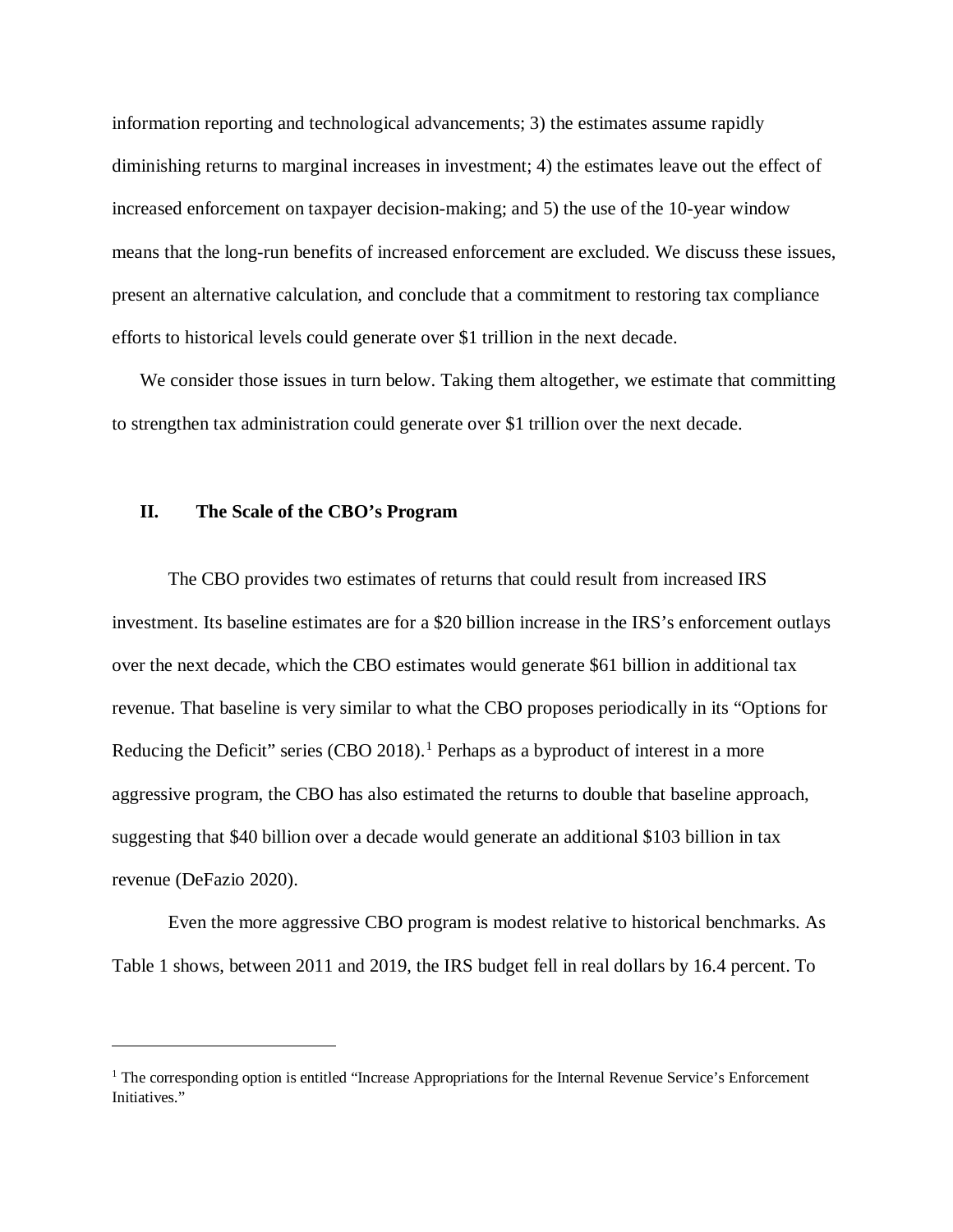information reporting and technological advancements; 3) the estimates assume rapidly diminishing returns to marginal increases in investment; 4) the estimates leave out the effect of increased enforcement on taxpayer decision-making; and 5) the use of the 10-year window means that the long-run benefits of increased enforcement are excluded. We discuss these issues, present an alternative calculation, and conclude that a commitment to restoring tax compliance efforts to historical levels could generate over $1 trillion in the next decade.

We consider those issues in turn below. Taking them altogether, we estimate that committing to strengthen tax administration could generate over $1 trillion over the next decade.

## II. The Scale of the CBO's Program

The CBO provides two estimates of returns that could result from increased IRS investment. Its baseline estimates are for a $20 billion increase in the IRS's enforcement outlays over the next decade, which the CBO estimates would generate $61 billion in additional tax revenue. That baseline is very similar to what the CBO proposes periodically in its "Options for Reducing the Deficit" series (CBO 2018).[1] Perhaps as a byproduct of interest in a more aggressive program, the CBO has also estimated the returns to double that baseline approach, suggesting that $40 billion over a decade would generate an additional $103 billion in tax revenue (DeFazio 2020).

Even the more aggressive CBO program is modest relative to historical benchmarks. As Table 1 shows, between 2011 and 2019, the IRS budget fell in real dollars by 16.4 percent. To

---

[1] The corresponding option is entitled "Increase Appropriations for the Internal Revenue Service's Enforcement Initiatives."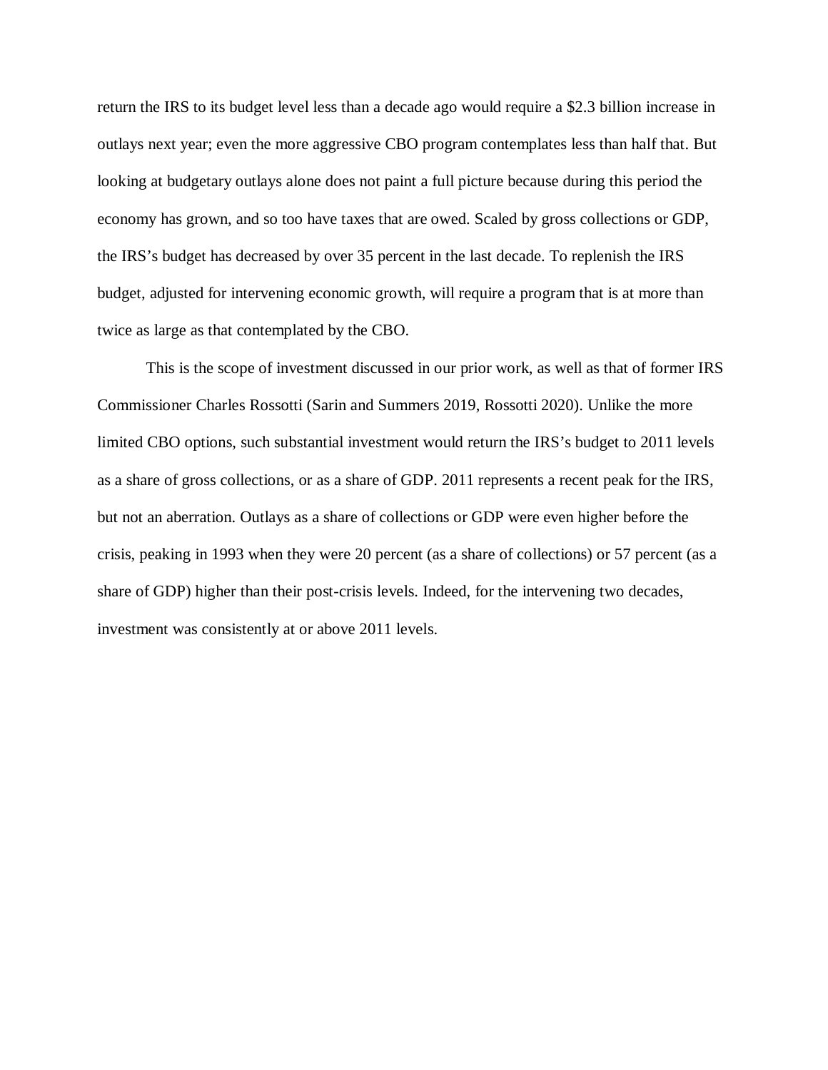return the IRS to its budget level less than a decade ago would require a $2.3 billion increase in outlays next year; even the more aggressive CBO program contemplates less than half that. But looking at budgetary outlays alone does not paint a full picture because during this period the economy has grown, and so too have taxes that are owed. Scaled by gross collections or GDP, the IRS's budget has decreased by over 35 percent in the last decade. To replenish the IRS budget, adjusted for intervening economic growth, will require a program that is at more than twice as large as that contemplated by the CBO.

This is the scope of investment discussed in our prior work, as well as that of former IRS Commissioner Charles Rossotti (Sarin and Summers 2019, Rossotti 2020). Unlike the more limited CBO options, such substantial investment would return the IRS's budget to 2011 levels as a share of gross collections, or as a share of GDP. 2011 represents a recent peak for the IRS, but not an aberration. Outlays as a share of collections or GDP were even higher before the crisis, peaking in 1993 when they were 20 percent (as a share of collections) or 57 percent (as a share of GDP) higher than their post-crisis levels. Indeed, for the intervening two decades, investment was consistently at or above 2011 levels.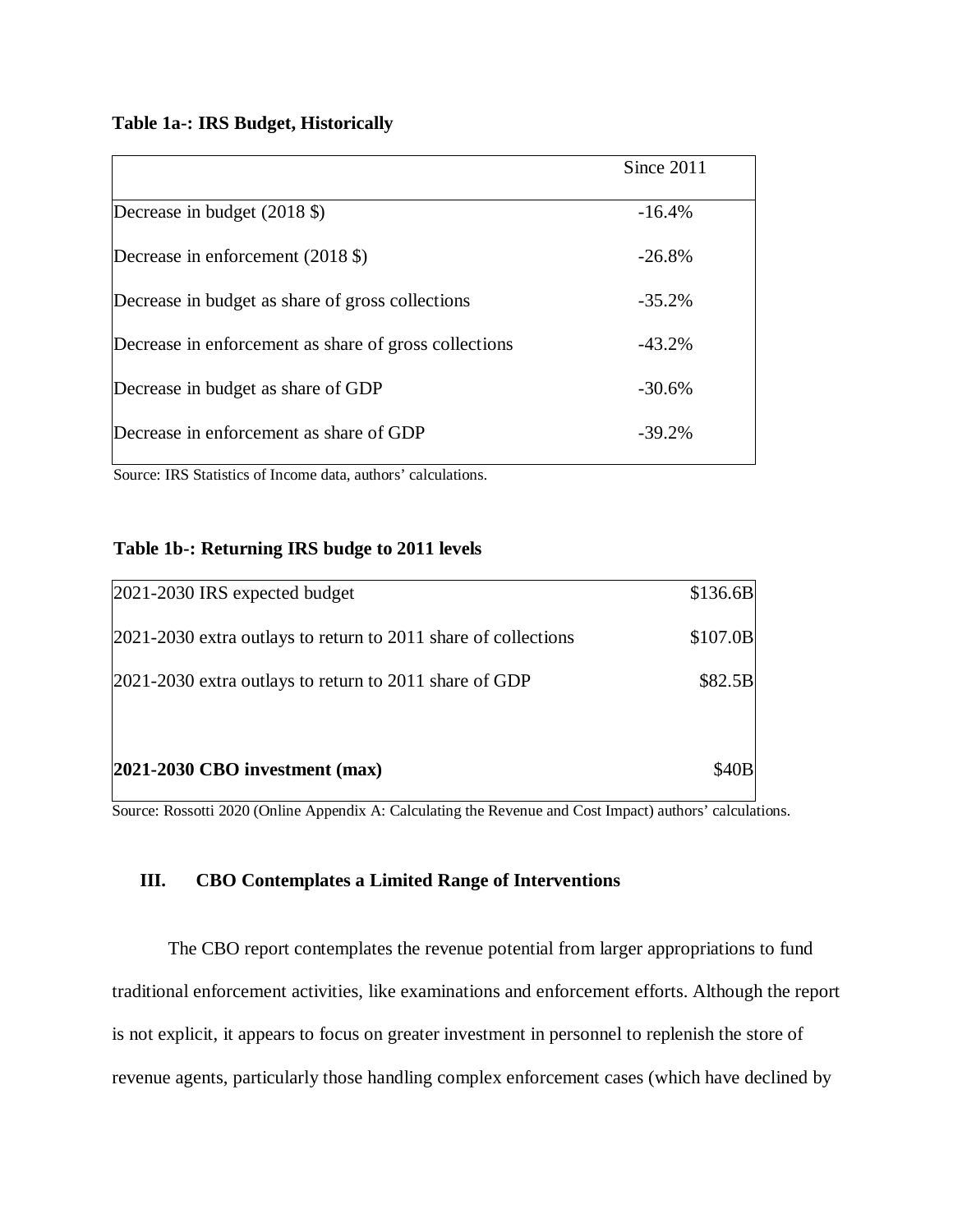**Table 1a-: IRS Budget, Historically**

| | Since 2011 |
|---|---|
| Decrease in budget (2018 $) | -16.4% |
| Decrease in enforcement (2018 $) | -26.8% |
| Decrease in budget as share of gross collections | -35.2% |
| Decrease in enforcement as share of gross collections | -43.2% |
| Decrease in budget as share of GDP | -30.6% |
| Decrease in enforcement as share of GDP | -39.2% |

Source: IRS Statistics of Income data, authors' calculations.

**Table 1b-: Returning IRS budge to 2011 levels**

| | |
|---|---|
| 2021-2030 IRS expected budget | $136.6B |
| 2021-2030 extra outlays to return to 2011 share of collections | $107.0B |
| 2021-2030 extra outlays to return to 2011 share of GDP | $82.5B |
| | |
| **2021-2030 CBO investment (max)** | $40B |

Source: Rossotti 2020 (Online Appendix A: Calculating the Revenue and Cost Impact) authors' calculations.

## III. CBO Contemplates a Limited Range of Interventions

The CBO report contemplates the revenue potential from larger appropriations to fund traditional enforcement activities, like examinations and enforcement efforts. Although the report is not explicit, it appears to focus on greater investment in personnel to replenish the store of revenue agents, particularly those handling complex enforcement cases (which have declined by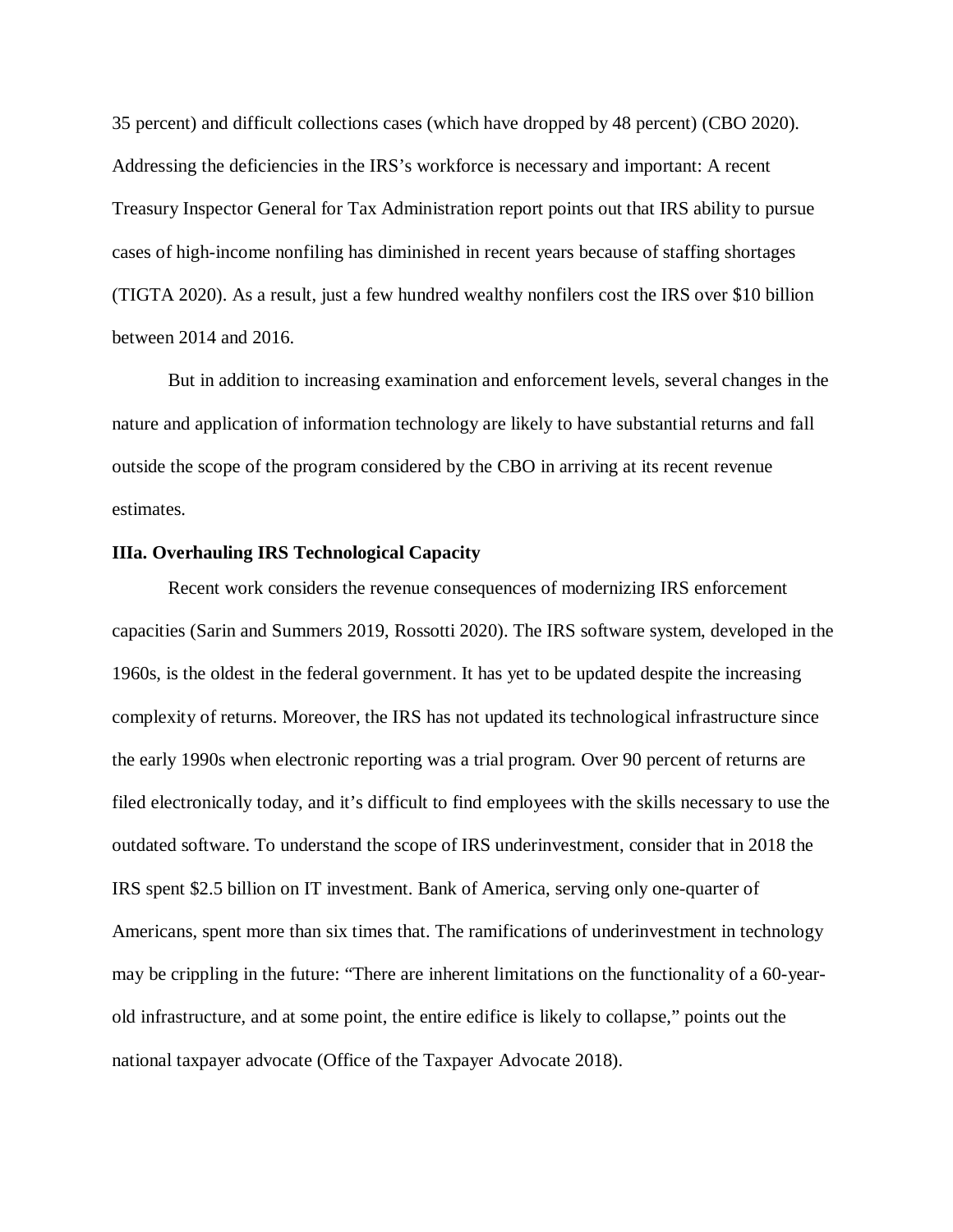35 percent) and difficult collections cases (which have dropped by 48 percent) (CBO 2020). Addressing the deficiencies in the IRS's workforce is necessary and important: A recent Treasury Inspector General for Tax Administration report points out that IRS ability to pursue cases of high-income nonfiling has diminished in recent years because of staffing shortages (TIGTA 2020). As a result, just a few hundred wealthy nonfilers cost the IRS over $10 billion between 2014 and 2016.

But in addition to increasing examination and enforcement levels, several changes in the nature and application of information technology are likely to have substantial returns and fall outside the scope of the program considered by the CBO in arriving at its recent revenue estimates.

**IIIa. Overhauling IRS Technological Capacity**

Recent work considers the revenue consequences of modernizing IRS enforcement capacities (Sarin and Summers 2019, Rossotti 2020). The IRS software system, developed in the 1960s, is the oldest in the federal government. It has yet to be updated despite the increasing complexity of returns. Moreover, the IRS has not updated its technological infrastructure since the early 1990s when electronic reporting was a trial program. Over 90 percent of returns are filed electronically today, and it's difficult to find employees with the skills necessary to use the outdated software. To understand the scope of IRS underinvestment, consider that in 2018 the IRS spent $2.5 billion on IT investment. Bank of America, serving only one-quarter of Americans, spent more than six times that. The ramifications of underinvestment in technology may be crippling in the future: "There are inherent limitations on the functionality of a 60-year-old infrastructure, and at some point, the entire edifice is likely to collapse," points out the national taxpayer advocate (Office of the Taxpayer Advocate 2018).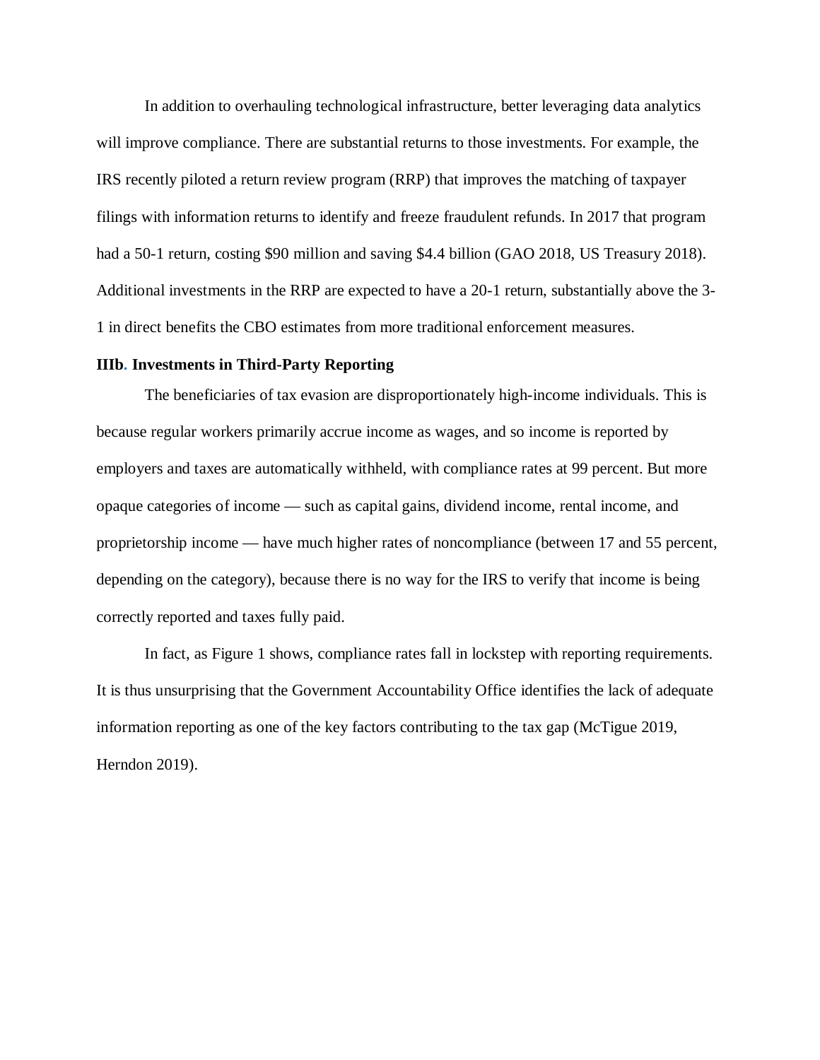In addition to overhauling technological infrastructure, better leveraging data analytics will improve compliance. There are substantial returns to those investments. For example, the IRS recently piloted a return review program (RRP) that improves the matching of taxpayer filings with information returns to identify and freeze fraudulent refunds. In 2017 that program had a 50-1 return, costing $90 million and saving $4.4 billion (GAO 2018, US Treasury 2018). Additional investments in the RRP are expected to have a 20-1 return, substantially above the 3-1 in direct benefits the CBO estimates from more traditional enforcement measures.

### IIIb. Investments in Third-Party Reporting

The beneficiaries of tax evasion are disproportionately high-income individuals. This is because regular workers primarily accrue income as wages, and so income is reported by employers and taxes are automatically withheld, with compliance rates at 99 percent. But more opaque categories of income — such as capital gains, dividend income, rental income, and proprietorship income — have much higher rates of noncompliance (between 17 and 55 percent, depending on the category), because there is no way for the IRS to verify that income is being correctly reported and taxes fully paid.

In fact, as Figure 1 shows, compliance rates fall in lockstep with reporting requirements. It is thus unsurprising that the Government Accountability Office identifies the lack of adequate information reporting as one of the key factors contributing to the tax gap (McTigue 2019, Herndon 2019).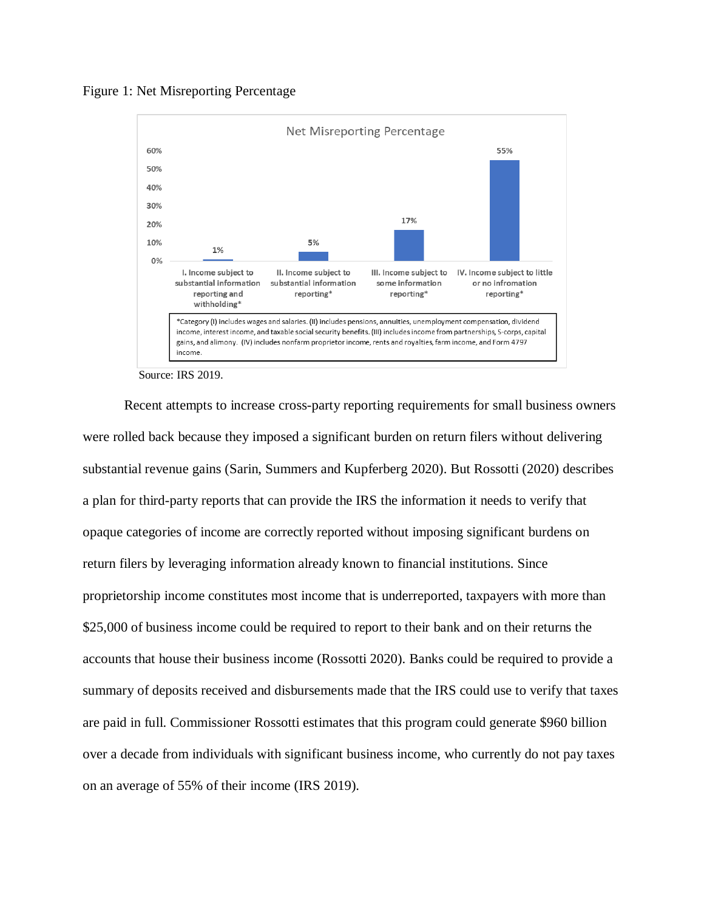Figure 1: Net Misreporting Percentage

| Category | Net Misreporting Percentage |
| --- | --- |
| I. Income subject to substantial information reporting and withholding* | 1% |
| II. Income subject to substantial information reporting* | 5% |
| III. Income subject to some information reporting* | 17% |
| IV. Income subject to little or no information reporting* | 55% |

*Category (I) includes wages and salaries. (II) includes pensions, annuities, unemployment compensation, dividend income, interest income, and taxable social security benefits. (III) includes income from partnerships, S-corps, capital gains, and alimony. (IV) includes nonfarm proprietor income, rents and royalties, farm income, and Form 4797 income.

Source: IRS 2019.

Recent attempts to increase cross-party reporting requirements for small business owners were rolled back because they imposed a significant burden on return filers without delivering substantial revenue gains (Sarin, Summers and Kupferberg 2020). But Rossotti (2020) describes a plan for third-party reports that can provide the IRS the information it needs to verify that opaque categories of income are correctly reported without imposing significant burdens on return filers by leveraging information already known to financial institutions. Since proprietorship income constitutes most income that is underreported, taxpayers with more than $25,000 of business income could be required to report to their bank and on their returns the accounts that house their business income (Rossotti 2020). Banks could be required to provide a summary of deposits received and disbursements made that the IRS could use to verify that taxes are paid in full. Commissioner Rossotti estimates that this program could generate $960 billion over a decade from individuals with significant business income, who currently do not pay taxes on an average of 55% of their income (IRS 2019).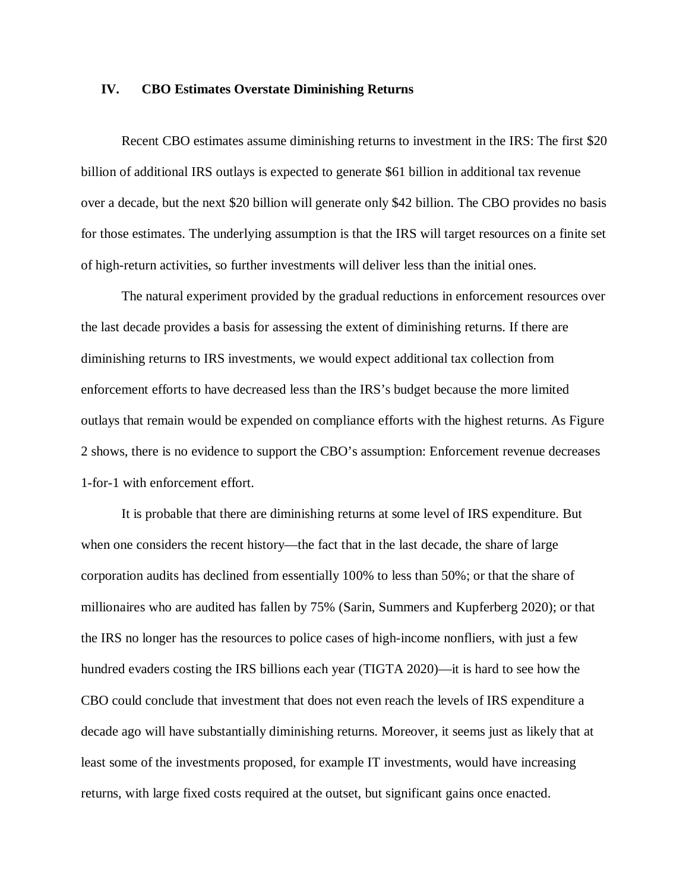## IV. CBO Estimates Overstate Diminishing Returns

Recent CBO estimates assume diminishing returns to investment in the IRS: The first $20 billion of additional IRS outlays is expected to generate $61 billion in additional tax revenue over a decade, but the next $20 billion will generate only $42 billion. The CBO provides no basis for those estimates. The underlying assumption is that the IRS will target resources on a finite set of high-return activities, so further investments will deliver less than the initial ones.

The natural experiment provided by the gradual reductions in enforcement resources over the last decade provides a basis for assessing the extent of diminishing returns. If there are diminishing returns to IRS investments, we would expect additional tax collection from enforcement efforts to have decreased less than the IRS's budget because the more limited outlays that remain would be expended on compliance efforts with the highest returns. As Figure 2 shows, there is no evidence to support the CBO's assumption: Enforcement revenue decreases 1-for-1 with enforcement effort.

It is probable that there are diminishing returns at some level of IRS expenditure. But when one considers the recent history—the fact that in the last decade, the share of large corporation audits has declined from essentially 100% to less than 50%; or that the share of millionaires who are audited has fallen by 75% (Sarin, Summers and Kupferberg 2020); or that the IRS no longer has the resources to police cases of high-income nonfliers, with just a few hundred evaders costing the IRS billions each year (TIGTA 2020)—it is hard to see how the CBO could conclude that investment that does not even reach the levels of IRS expenditure a decade ago will have substantially diminishing returns. Moreover, it seems just as likely that at least some of the investments proposed, for example IT investments, would have increasing returns, with large fixed costs required at the outset, but significant gains once enacted.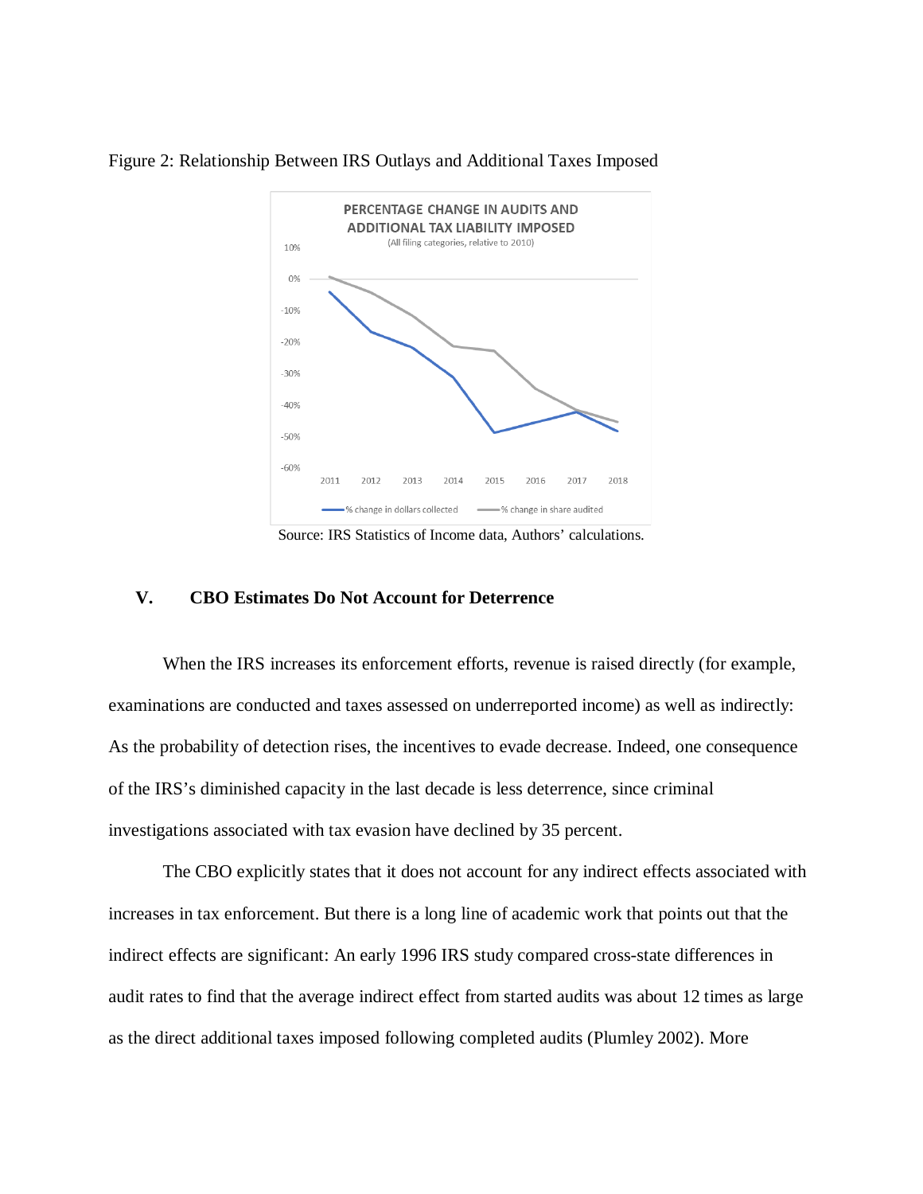Figure 2: Relationship Between IRS Outlays and Additional Taxes Imposed

Source: IRS Statistics of Income data, Authors' calculations.

## V. CBO Estimates Do Not Account for Deterrence

When the IRS increases its enforcement efforts, revenue is raised directly (for example, examinations are conducted and taxes assessed on underreported income) as well as indirectly: As the probability of detection rises, the incentives to evade decrease. Indeed, one consequence of the IRS's diminished capacity in the last decade is less deterrence, since criminal investigations associated with tax evasion have declined by 35 percent.

The CBO explicitly states that it does not account for any indirect effects associated with increases in tax enforcement. But there is a long line of academic work that points out that the indirect effects are significant: An early 1996 IRS study compared cross-state differences in audit rates to find that the average indirect effect from started audits was about 12 times as large as the direct additional taxes imposed following completed audits (Plumley 2002). More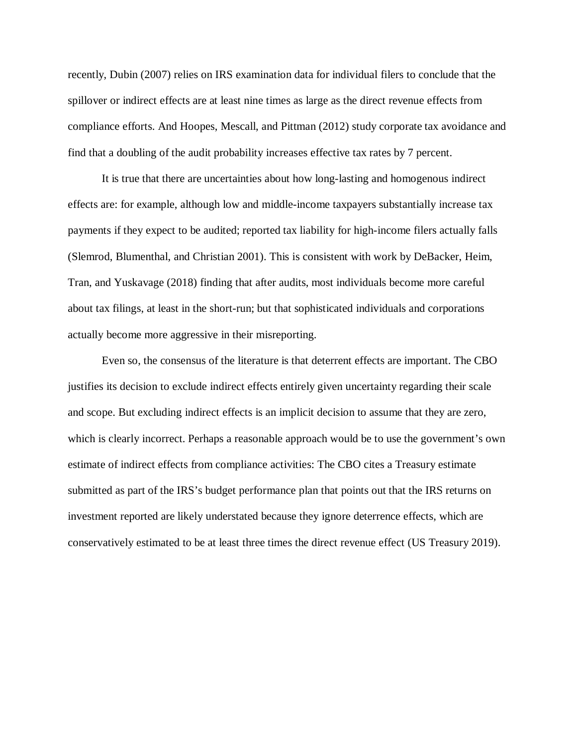recently, Dubin (2007) relies on IRS examination data for individual filers to conclude that the spillover or indirect effects are at least nine times as large as the direct revenue effects from compliance efforts. And Hoopes, Mescall, and Pittman (2012) study corporate tax avoidance and find that a doubling of the audit probability increases effective tax rates by 7 percent.

It is true that there are uncertainties about how long-lasting and homogenous indirect effects are: for example, although low and middle-income taxpayers substantially increase tax payments if they expect to be audited; reported tax liability for high-income filers actually falls (Slemrod, Blumenthal, and Christian 2001). This is consistent with work by DeBacker, Heim, Tran, and Yuskavage (2018) finding that after audits, most individuals become more careful about tax filings, at least in the short-run; but that sophisticated individuals and corporations actually become more aggressive in their misreporting.

Even so, the consensus of the literature is that deterrent effects are important. The CBO justifies its decision to exclude indirect effects entirely given uncertainty regarding their scale and scope. But excluding indirect effects is an implicit decision to assume that they are zero, which is clearly incorrect. Perhaps a reasonable approach would be to use the government's own estimate of indirect effects from compliance activities: The CBO cites a Treasury estimate submitted as part of the IRS's budget performance plan that points out that the IRS returns on investment reported are likely understated because they ignore deterrence effects, which are conservatively estimated to be at least three times the direct revenue effect (US Treasury 2019).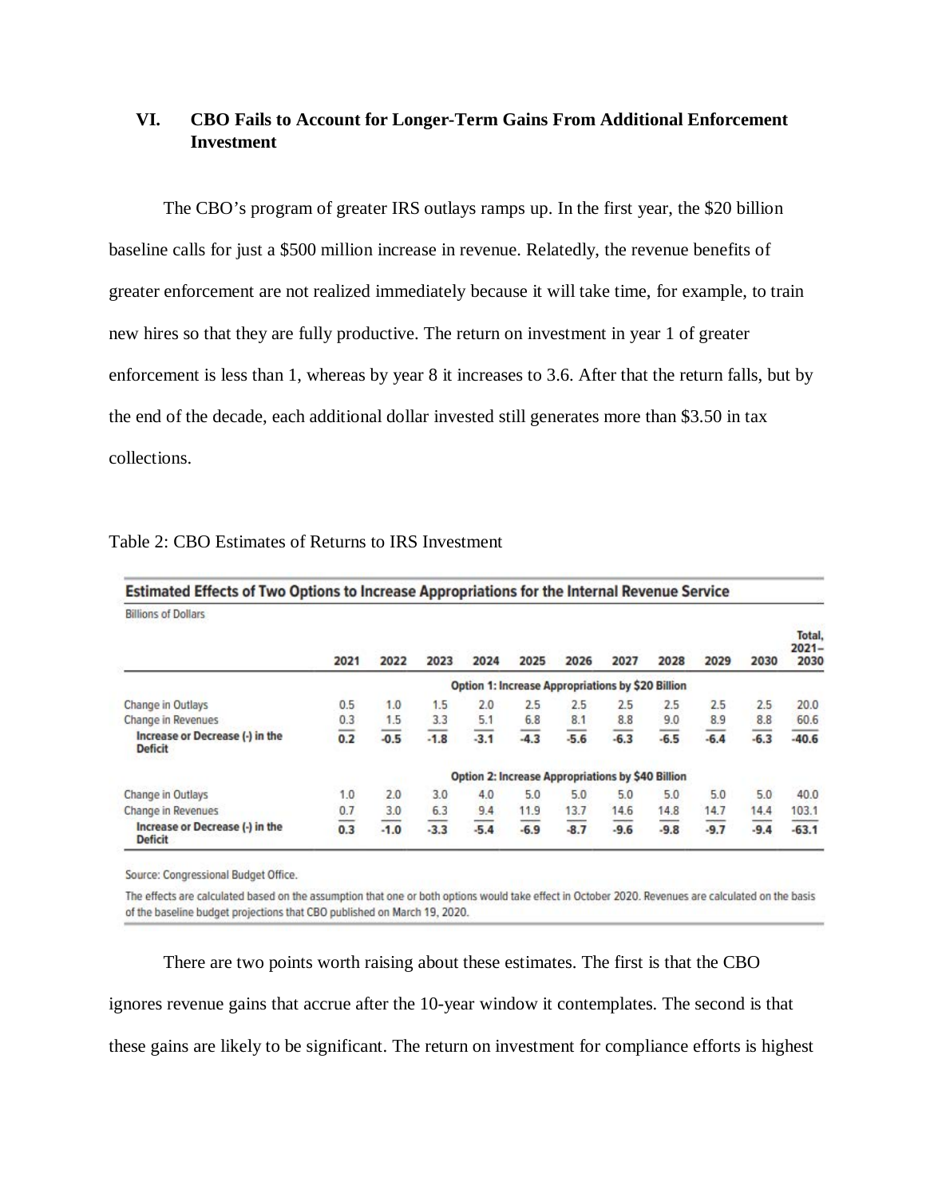## VI. CBO Fails to Account for Longer-Term Gains From Additional Enforcement Investment

The CBO's program of greater IRS outlays ramps up. In the first year, the $20 billion baseline calls for just a $500 million increase in revenue. Relatedly, the revenue benefits of greater enforcement are not realized immediately because it will take time, for example, to train new hires so that they are fully productive. The return on investment in year 1 of greater enforcement is less than 1, whereas by year 8 it increases to 3.6. After that the return falls, but by the end of the decade, each additional dollar invested still generates more than $3.50 in tax collections.

Table 2: CBO Estimates of Returns to IRS Investment

**Estimated Effects of Two Options to Increase Appropriations for the Internal Revenue Service**

Billions of Dollars

| | 2021 | 2022 | 2023 | 2024 | 2025 | 2026 | 2027 | 2028 | 2029 | 2030 | Total, 2021–2030 |
|---|---|---|---|---|---|---|---|---|---|---|---|
| **Option 1: Increase Appropriations by $20 Billion** | | | | | | | | | | | |
| Change in Outlays | 0.5 | 1.0 | 1.5 | 2.0 | 2.5 | 2.5 | 2.5 | 2.5 | 2.5 | 2.5 | 20.0 |
| Change in Revenues | 0.3 | 1.5 | 3.3 | 5.1 | 6.8 | 8.1 | 8.8 | 9.0 | 8.9 | 8.8 | 60.6 |
| **Increase or Decrease (-) in the Deficit** | **0.2** | **-0.5** | **-1.8** | **-3.1** | **-4.3** | **-5.6** | **-6.3** | **-6.5** | **-6.4** | **-6.3** | **-40.6** |
| **Option 2: Increase Appropriations by $40 Billion** | | | | | | | | | | | |
| Change in Outlays | 1.0 | 2.0 | 3.0 | 4.0 | 5.0 | 5.0 | 5.0 | 5.0 | 5.0 | 5.0 | 40.0 |
| Change in Revenues | 0.7 | 3.0 | 6.3 | 9.4 | 11.9 | 13.7 | 14.6 | 14.8 | 14.7 | 14.4 | 103.1 |
| **Increase or Decrease (-) in the Deficit** | **0.3** | **-1.0** | **-3.3** | **-5.4** | **-6.9** | **-8.7** | **-9.6** | **-9.8** | **-9.7** | **-9.4** | **-63.1** |

Source: Congressional Budget Office.

The effects are calculated based on the assumption that one or both options would take effect in October 2020. Revenues are calculated on the basis of the baseline budget projections that CBO published on March 19, 2020.

There are two points worth raising about these estimates. The first is that the CBO ignores revenue gains that accrue after the 10-year window it contemplates. The second is that these gains are likely to be significant. The return on investment for compliance efforts is highest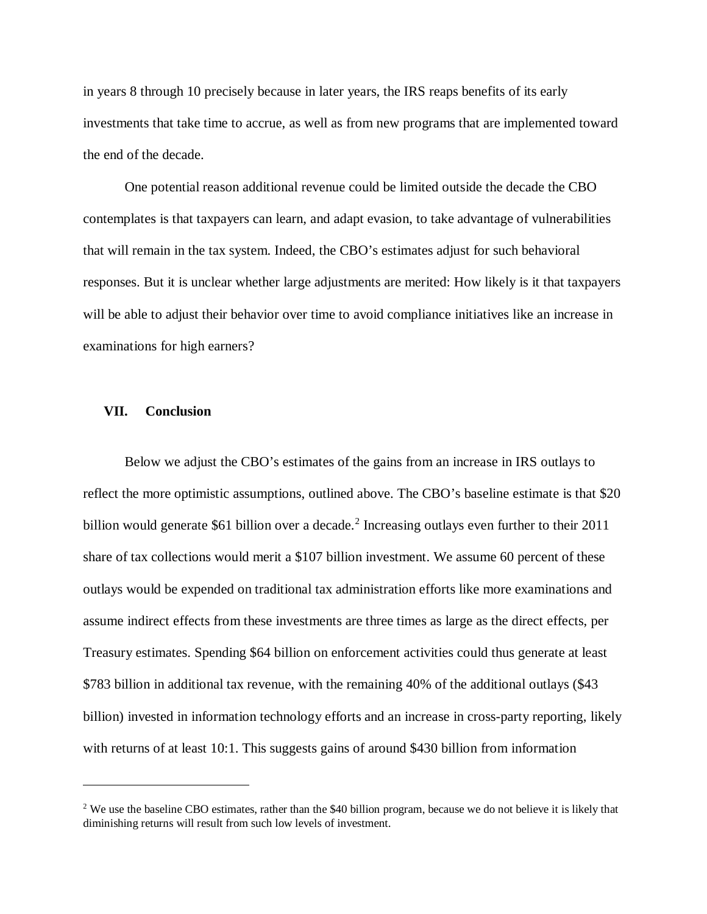in years 8 through 10 precisely because in later years, the IRS reaps benefits of its early investments that take time to accrue, as well as from new programs that are implemented toward the end of the decade.

One potential reason additional revenue could be limited outside the decade the CBO contemplates is that taxpayers can learn, and adapt evasion, to take advantage of vulnerabilities that will remain in the tax system. Indeed, the CBO's estimates adjust for such behavioral responses. But it is unclear whether large adjustments are merited: How likely is it that taxpayers will be able to adjust their behavior over time to avoid compliance initiatives like an increase in examinations for high earners?

## VII. Conclusion

Below we adjust the CBO's estimates of the gains from an increase in IRS outlays to reflect the more optimistic assumptions, outlined above. The CBO's baseline estimate is that $20 billion would generate $61 billion over a decade.[2] Increasing outlays even further to their 2011 share of tax collections would merit a $107 billion investment. We assume 60 percent of these outlays would be expended on traditional tax administration efforts like more examinations and assume indirect effects from these investments are three times as large as the direct effects, per Treasury estimates. Spending $64 billion on enforcement activities could thus generate at least $783 billion in additional tax revenue, with the remaining 40% of the additional outlays ($43 billion) invested in information technology efforts and an increase in cross-party reporting, likely with returns of at least 10:1. This suggests gains of around $430 billion from information

[2] We use the baseline CBO estimates, rather than the $40 billion program, because we do not believe it is likely that diminishing returns will result from such low levels of investment.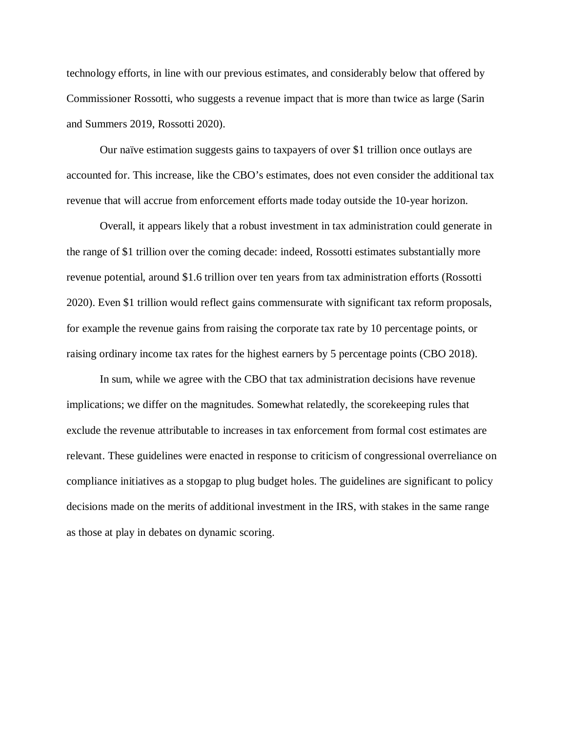technology efforts, in line with our previous estimates, and considerably below that offered by Commissioner Rossotti, who suggests a revenue impact that is more than twice as large (Sarin and Summers 2019, Rossotti 2020).

Our naïve estimation suggests gains to taxpayers of over $1 trillion once outlays are accounted for. This increase, like the CBO's estimates, does not even consider the additional tax revenue that will accrue from enforcement efforts made today outside the 10-year horizon.

Overall, it appears likely that a robust investment in tax administration could generate in the range of $1 trillion over the coming decade: indeed, Rossotti estimates substantially more revenue potential, around $1.6 trillion over ten years from tax administration efforts (Rossotti 2020). Even $1 trillion would reflect gains commensurate with significant tax reform proposals, for example the revenue gains from raising the corporate tax rate by 10 percentage points, or raising ordinary income tax rates for the highest earners by 5 percentage points (CBO 2018).

In sum, while we agree with the CBO that tax administration decisions have revenue implications; we differ on the magnitudes. Somewhat relatedly, the scorekeeping rules that exclude the revenue attributable to increases in tax enforcement from formal cost estimates are relevant. These guidelines were enacted in response to criticism of congressional overreliance on compliance initiatives as a stopgap to plug budget holes. The guidelines are significant to policy decisions made on the merits of additional investment in the IRS, with stakes in the same range as those at play in debates on dynamic scoring.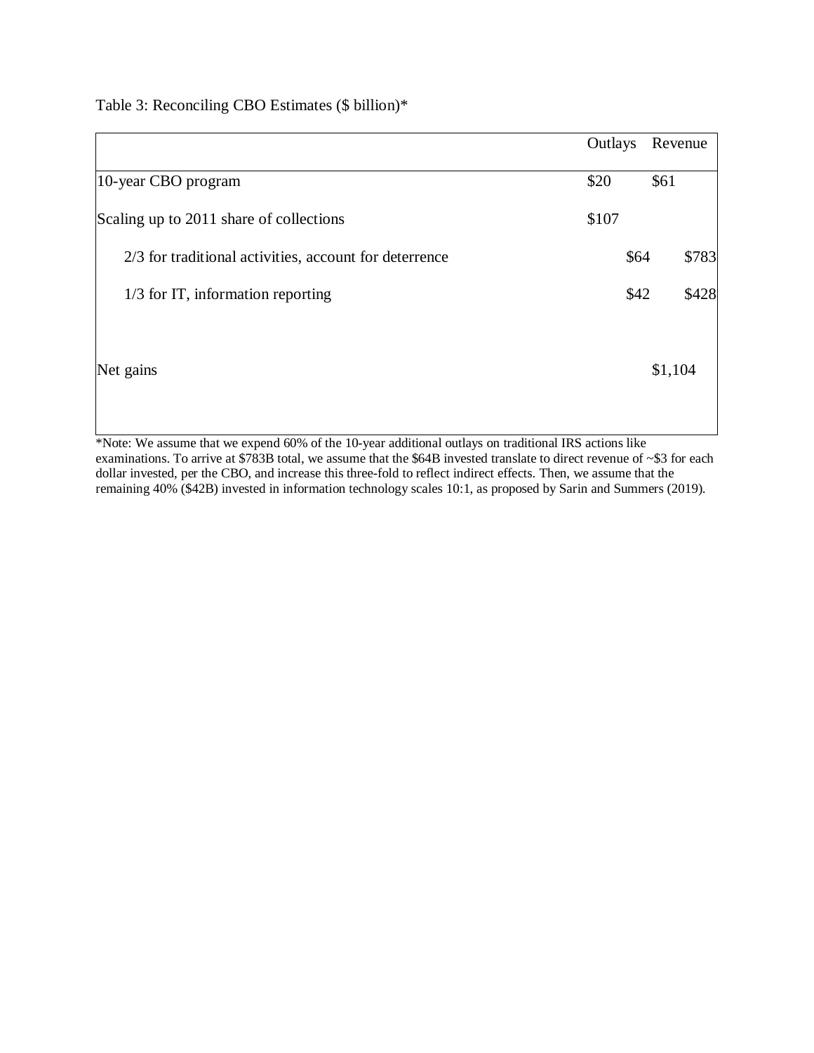Table 3: Reconciling CBO Estimates ($ billion)*

| | Outlays | Revenue |
|---|---|---|
| 10-year CBO program | $20 | $61 |
| Scaling up to 2011 share of collections | $107 | |
| 2/3 for traditional activities, account for deterrence | $64 | $783 |
| 1/3 for IT, information reporting | $42 | $428 |
| Net gains | | $1,104 |

*Note: We assume that we expend 60% of the 10-year additional outlays on traditional IRS actions like examinations. To arrive at $783B total, we assume that the $64B invested translate to direct revenue of ~$3 for each dollar invested, per the CBO, and increase this three-fold to reflect indirect effects. Then, we assume that the remaining 40% ($42B) invested in information technology scales 10:1, as proposed by Sarin and Summers (2019).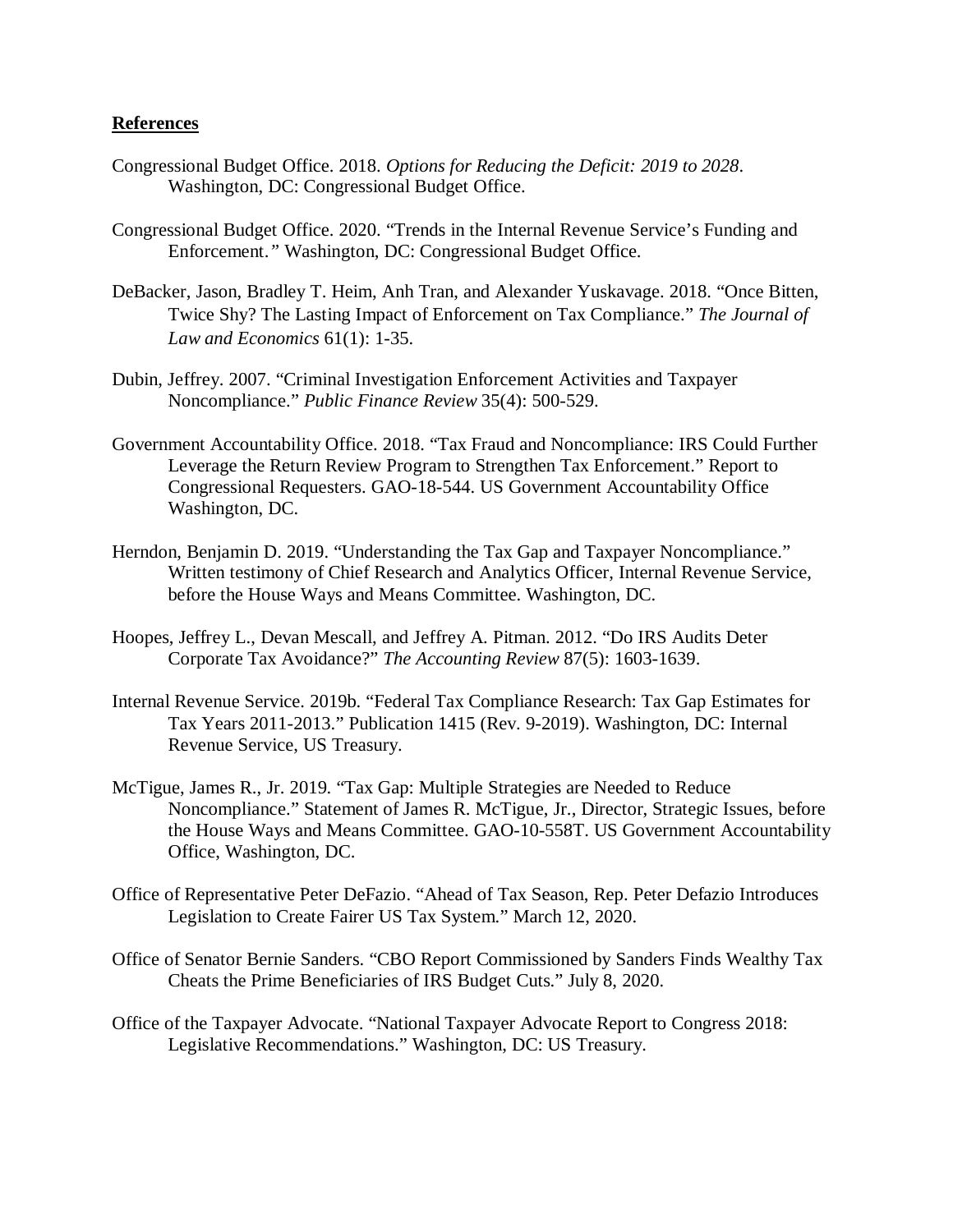**References**

Congressional Budget Office. 2018. *Options for Reducing the Deficit: 2019 to 2028*. Washington, DC: Congressional Budget Office.

Congressional Budget Office. 2020. "Trends in the Internal Revenue Service's Funding and Enforcement." Washington, DC: Congressional Budget Office.

DeBacker, Jason, Bradley T. Heim, Anh Tran, and Alexander Yuskavage. 2018. "Once Bitten, Twice Shy? The Lasting Impact of Enforcement on Tax Compliance." *The Journal of Law and Economics* 61(1): 1-35.

Dubin, Jeffrey. 2007. "Criminal Investigation Enforcement Activities and Taxpayer Noncompliance." *Public Finance Review* 35(4): 500-529.

Government Accountability Office. 2018. "Tax Fraud and Noncompliance: IRS Could Further Leverage the Return Review Program to Strengthen Tax Enforcement." Report to Congressional Requesters. GAO-18-544. US Government Accountability Office Washington, DC.

Herndon, Benjamin D. 2019. "Understanding the Tax Gap and Taxpayer Noncompliance." Written testimony of Chief Research and Analytics Officer, Internal Revenue Service, before the House Ways and Means Committee. Washington, DC.

Hoopes, Jeffrey L., Devan Mescall, and Jeffrey A. Pitman. 2012. "Do IRS Audits Deter Corporate Tax Avoidance?" *The Accounting Review* 87(5): 1603-1639.

Internal Revenue Service. 2019b. "Federal Tax Compliance Research: Tax Gap Estimates for Tax Years 2011-2013." Publication 1415 (Rev. 9-2019). Washington, DC: Internal Revenue Service, US Treasury.

McTigue, James R., Jr. 2019. "Tax Gap: Multiple Strategies are Needed to Reduce Noncompliance." Statement of James R. McTigue, Jr., Director, Strategic Issues, before the House Ways and Means Committee. GAO-10-558T. US Government Accountability Office, Washington, DC.

Office of Representative Peter DeFazio. "Ahead of Tax Season, Rep. Peter Defazio Introduces Legislation to Create Fairer US Tax System." March 12, 2020.

Office of Senator Bernie Sanders. "CBO Report Commissioned by Sanders Finds Wealthy Tax Cheats the Prime Beneficiaries of IRS Budget Cuts." July 8, 2020.

Office of the Taxpayer Advocate. "National Taxpayer Advocate Report to Congress 2018: Legislative Recommendations." Washington, DC: US Treasury.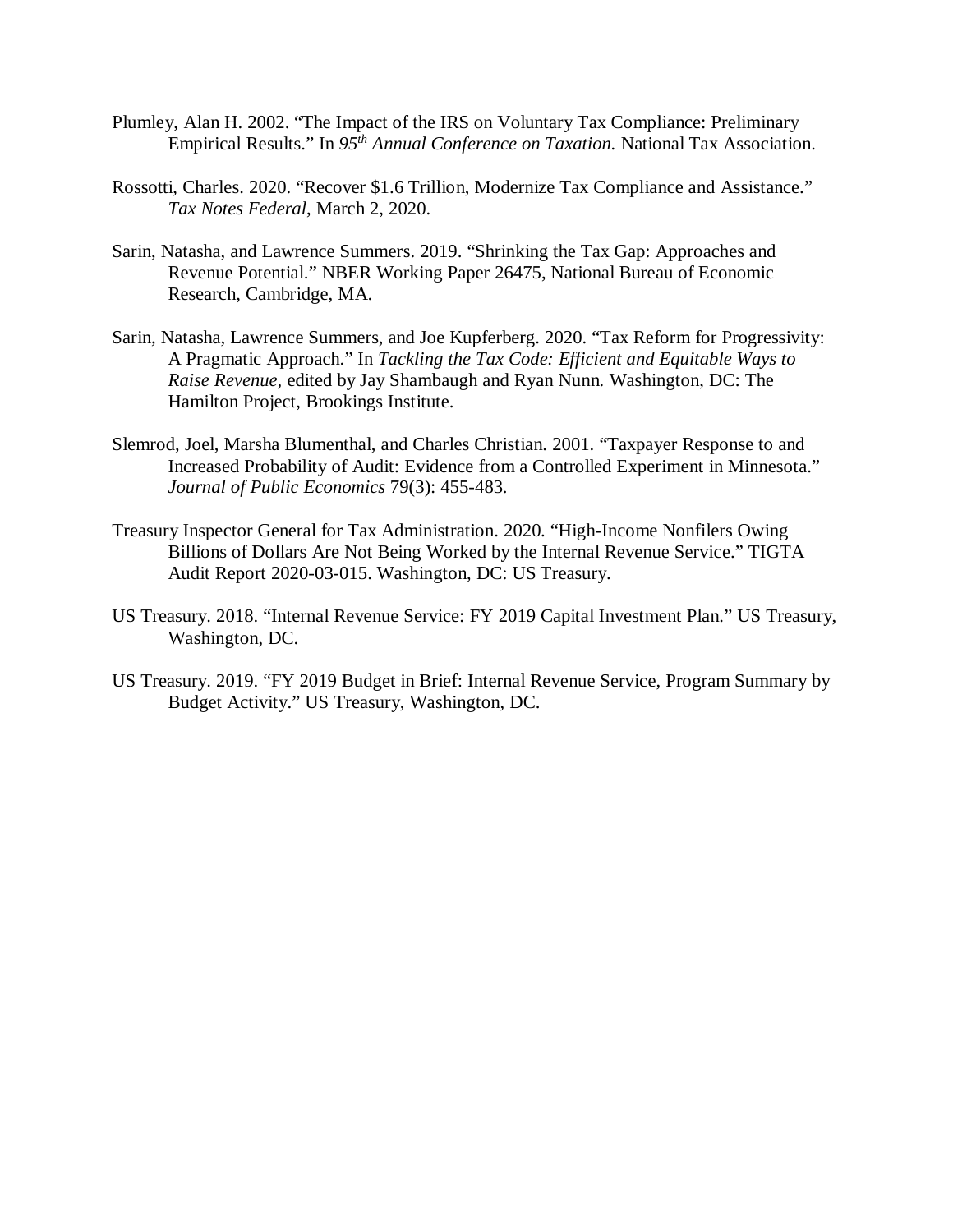Plumley, Alan H. 2002. "The Impact of the IRS on Voluntary Tax Compliance: Preliminary Empirical Results." In *95th Annual Conference on Taxation.* National Tax Association.

Rossotti, Charles. 2020. "Recover $1.6 Trillion, Modernize Tax Compliance and Assistance." *Tax Notes Federal*, March 2, 2020.

Sarin, Natasha, and Lawrence Summers. 2019. "Shrinking the Tax Gap: Approaches and Revenue Potential." NBER Working Paper 26475, National Bureau of Economic Research, Cambridge, MA.

Sarin, Natasha, Lawrence Summers, and Joe Kupferberg. 2020. "Tax Reform for Progressivity: A Pragmatic Approach." In *Tackling the Tax Code: Efficient and Equitable Ways to Raise Revenue*, edited by Jay Shambaugh and Ryan Nunn. Washington, DC: The Hamilton Project, Brookings Institute.

Slemrod, Joel, Marsha Blumenthal, and Charles Christian. 2001. "Taxpayer Response to and Increased Probability of Audit: Evidence from a Controlled Experiment in Minnesota." *Journal of Public Economics* 79(3): 455-483.

Treasury Inspector General for Tax Administration. 2020. "High-Income Nonfilers Owing Billions of Dollars Are Not Being Worked by the Internal Revenue Service." TIGTA Audit Report 2020-03-015. Washington, DC: US Treasury.

US Treasury. 2018. "Internal Revenue Service: FY 2019 Capital Investment Plan." US Treasury, Washington, DC.

US Treasury. 2019. "FY 2019 Budget in Brief: Internal Revenue Service, Program Summary by Budget Activity." US Treasury, Washington, DC.